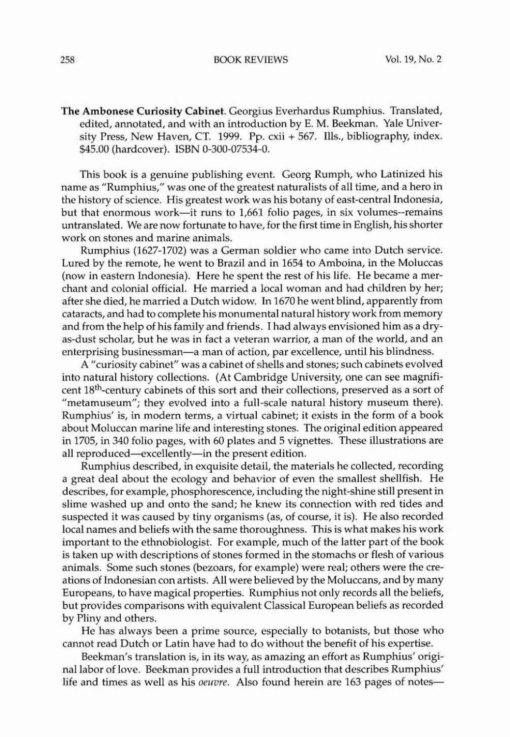**The Ambonese Curiosity Cabinet.** Georgius Everhardus Rumphius. Translated, edited, annotated, and with an introduction by E. M. Beekman. Yale University Press, New Haven, CT. 1999. Pp. cxii + 567. Ills., bibliography, index. $45.00 (hardcover). ISBN 0-300-07534-0.

This book is a genuine publishing event. Georg Rumph, who Latinized his name as "Rumphius," was one of the greatest naturalists of all time, and a hero in the history of science. His greatest work was his botany of east-central Indonesia, but that enormous work—it runs to 1,661 folio pages, in six volumes--remains untranslated. We are now fortunate to have, for the first time in English, his shorter work on stones and marine animals.

Rumphius (1627-1702) was a German soldier who came into Dutch service. Lured by the remote, he went to Brazil and in 1654 to Amboina, in the Moluccas (now in eastern Indonesia). Here he spent the rest of his life. He became a merchant and colonial official. He married a local woman and had children by her; after she died, he married a Dutch widow. In 1670 he went blind, apparently from cataracts, and had to complete his monumental natural history work from memory and from the help of his family and friends. I had always envisioned him as a dry-as-dust scholar, but he was in fact a veteran warrior, a man of the world, and an enterprising businessman—a man of action, par excellence, until his blindness.

A "curiosity cabinet" was a cabinet of shells and stones; such cabinets evolved into natural history collections. (At Cambridge University, one can see magnificent 18th-century cabinets of this sort and their collections, preserved as a sort of "metamuseum"; they evolved into a full-scale natural history museum there). Rumphius' is, in modern terms, a virtual cabinet; it exists in the form of a book about Moluccan marine life and interesting stones. The original edition appeared in 1705, in 340 folio pages, with 60 plates and 5 vignettes. These illustrations are all reproduced—excellently—in the present edition.

Rumphius described, in exquisite detail, the materials he collected, recording a great deal about the ecology and behavior of even the smallest shellfish. He describes, for example, phosphorescence, including the night-shine still present in slime washed up and onto the sand; he knew its connection with red tides and suspected it was caused by tiny organisms (as, of course, it is). He also recorded local names and beliefs with the same thoroughness. This is what makes his work important to the ethnobiologist. For example, much of the latter part of the book is taken up with descriptions of stones formed in the stomachs or flesh of various animals. Some such stones (bezoars, for example) were real; others were the creations of Indonesian con artists. All were believed by the Moluccans, and by many Europeans, to have magical properties. Rumphius not only records all the beliefs, but provides comparisons with equivalent Classical European beliefs as recorded by Pliny and others.

He has always been a prime source, especially to botanists, but those who cannot read Dutch or Latin have had to do without the benefit of his expertise.

Beekman's translation is, in its way, as amazing an effort as Rumphius' original labor of love. Beekman provides a full introduction that describes Rumphius' life and times as well as his *oeuvre*. Also found herein are 163 pages of notes—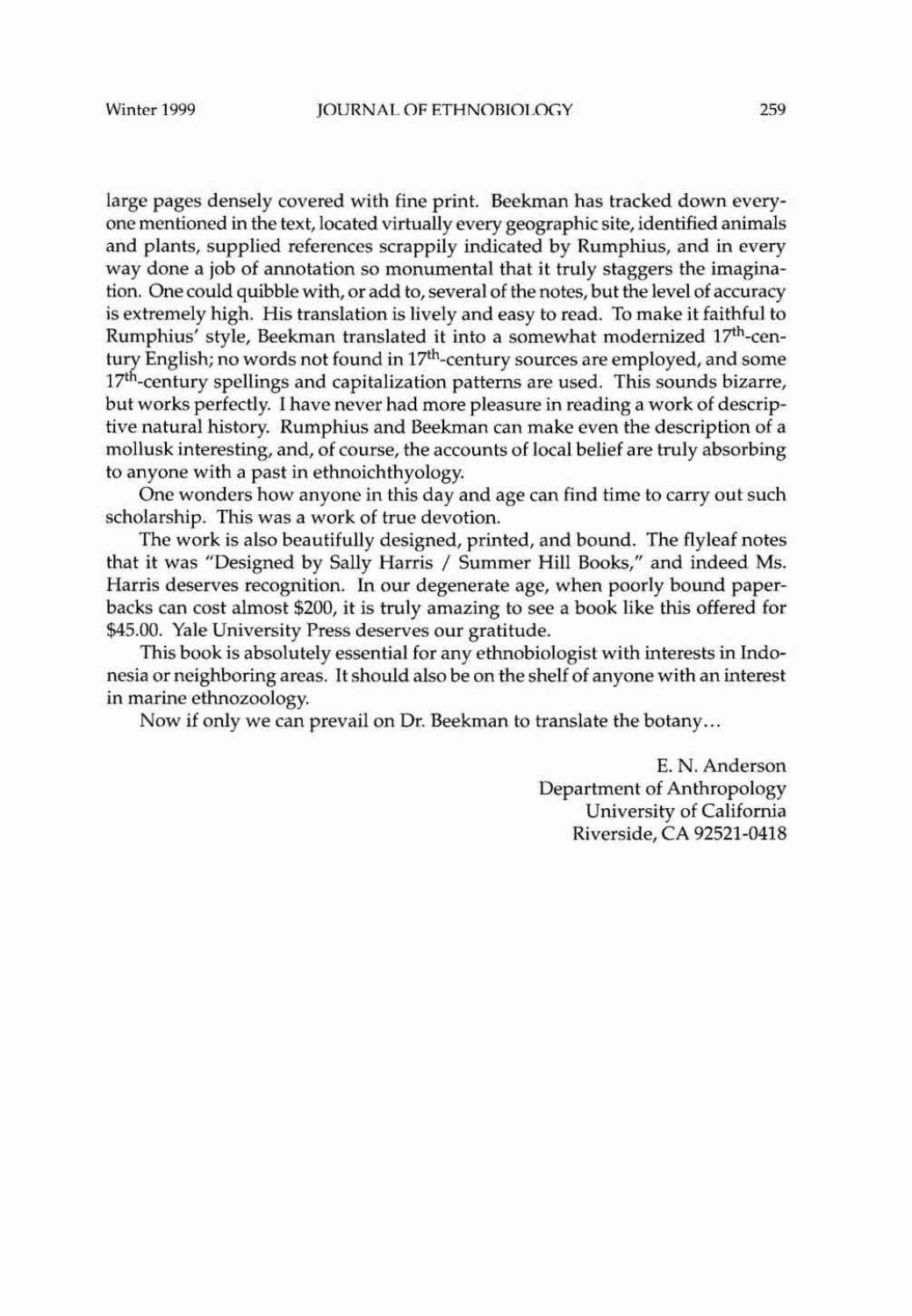large pages densely covered with fine print. Beekman has tracked down everyone mentioned in the text, located virtually every geographic site, identified animals and plants, supplied references scrappily indicated by Rumphius, and in every way done a job of annotation so monumental that it truly staggers the imagination. One could quibble with, or add to, several of the notes, but the level of accuracy is extremely high. His translation is lively and easy to read. To make it faithful to Rumphius' style, Beekman translated it into a somewhat modernized 17th-century English; no words not found in 17th-century sources are employed, and some 17th-century spellings and capitalization patterns are used. This sounds bizarre, but works perfectly. I have never had more pleasure in reading a work of descriptive natural history. Rumphius and Beekman can make even the description of a mollusk interesting, and, of course, the accounts of local belief are truly absorbing to anyone with a past in ethnoichthyology.

One wonders how anyone in this day and age can find time to carry out such scholarship. This was a work of true devotion.

The work is also beautifully designed, printed, and bound. The flyleaf notes that it was "Designed by Sally Harris / Summer Hill Books," and indeed Ms. Harris deserves recognition. In our degenerate age, when poorly bound paperbacks can cost almost $200, it is truly amazing to see a book like this offered for $45.00. Yale University Press deserves our gratitude.

This book is absolutely essential for any ethnobiologist with interests in Indonesia or neighboring areas. It should also be on the shelf of anyone with an interest in marine ethnozoology.

Now if only we can prevail on Dr. Beekman to translate the botany...

E. N. Anderson
Department of Anthropology
University of California
Riverside, CA 92521-0418